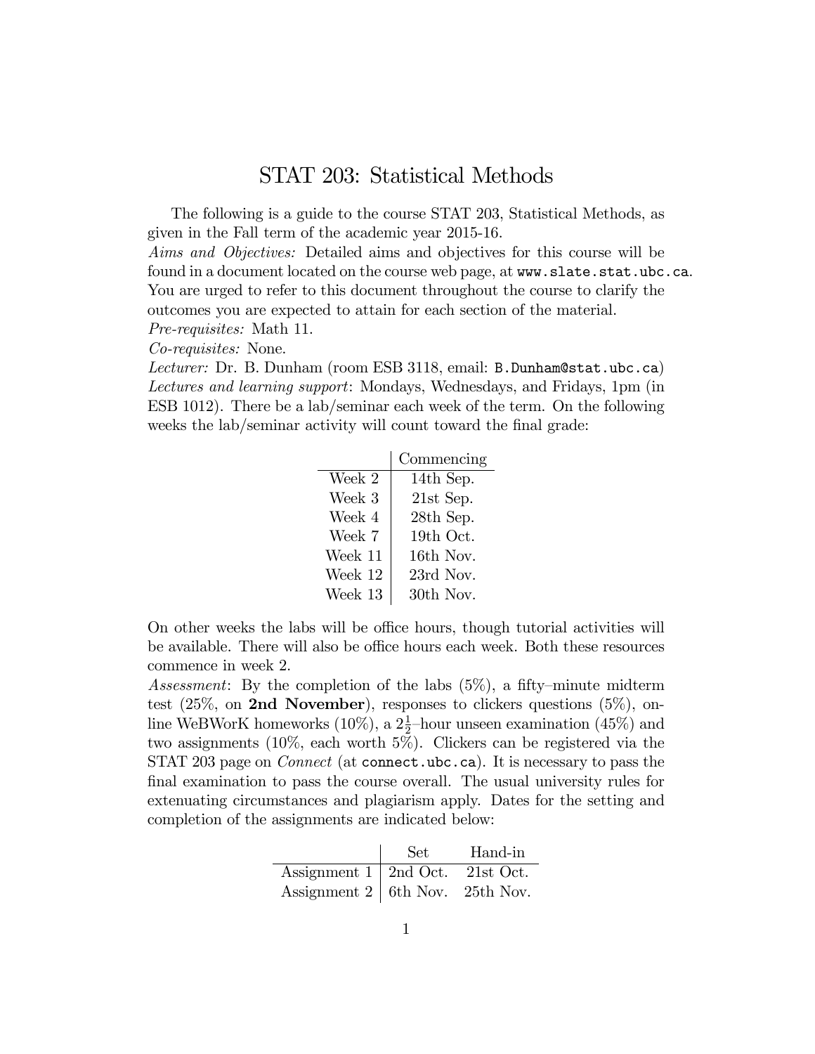# STAT 203: Statistical Methods

The following is a guide to the course STAT 203, Statistical Methods, as given in the Fall term of the academic year 2015-16.

*Aims and Objectives:* Detailed aims and objectives for this course will be found in a document located on the course web page, at `www.slate.stat.ubc.ca`. You are urged to refer to this document throughout the course to clarify the outcomes you are expected to attain for each section of the material.

*Pre-requisites:* Math 11.

*Co-requisites:* None.

*Lecturer:* Dr. B. Dunham (room ESB 3118, email: `B.Dunham@stat.ubc.ca`)

*Lectures and learning support*: Mondays, Wednesdays, and Fridays, 1pm (in ESB 1012). There be a lab/seminar each week of the term. On the following weeks the lab/seminar activity will count toward the final grade:

| | Commencing |
|---|---|
| Week 2 | 14th Sep. |
| Week 3 | 21st Sep. |
| Week 4 | 28th Sep. |
| Week 7 | 19th Oct. |
| Week 11 | 16th Nov. |
| Week 12 | 23rd Nov. |
| Week 13 | 30th Nov. |

On other weeks the labs will be office hours, though tutorial activities will be available. There will also be office hours each week. Both these resources commence in week 2.

*Assessment*: By the completion of the labs (5%), a fifty–minute midterm test (25%, on **2nd November**), responses to clickers questions (5%), online WeBWorK homeworks (10%), a $2\frac{1}{2}$–hour unseen examination (45%) and two assignments (10%, each worth 5%). Clickers can be registered via the STAT 203 page on *Connect* (at `connect.ubc.ca`). It is necessary to pass the final examination to pass the course overall. The usual university rules for extenuating circumstances and plagiarism apply. Dates for the setting and completion of the assignments are indicated below:

| | Set | Hand-in |
|---|---|---|
| Assignment 1 | 2nd Oct. | 21st Oct. |
| Assignment 2 | 6th Nov. | 25th Nov. |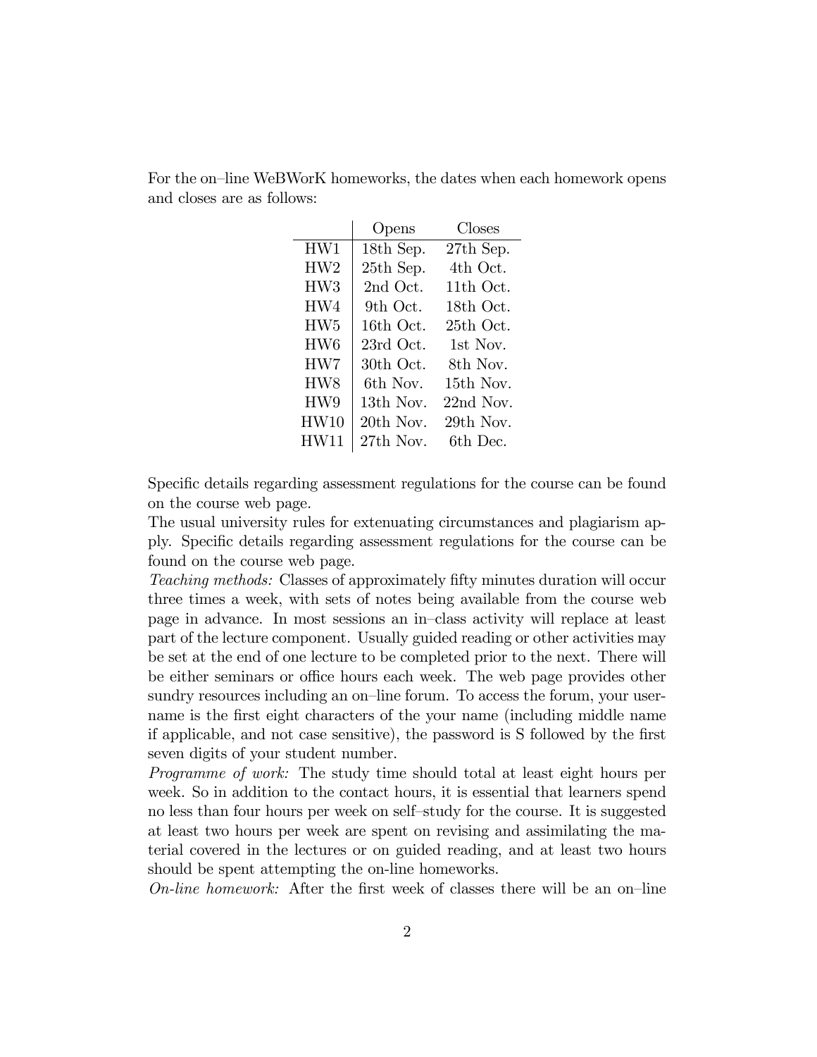For the on–line WeBWorK homeworks, the dates when each homework opens and closes are as follows:

| | Opens | Closes |
|---|---|---|
| HW1 | 18th Sep. | 27th Sep. |
| HW2 | 25th Sep. | 4th Oct. |
| HW3 | 2nd Oct. | 11th Oct. |
| HW4 | 9th Oct. | 18th Oct. |
| HW5 | 16th Oct. | 25th Oct. |
| HW6 | 23rd Oct. | 1st Nov. |
| HW7 | 30th Oct. | 8th Nov. |
| HW8 | 6th Nov. | 15th Nov. |
| HW9 | 13th Nov. | 22nd Nov. |
| HW10 | 20th Nov. | 29th Nov. |
| HW11 | 27th Nov. | 6th Dec. |

Specific details regarding assessment regulations for the course can be found on the course web page.

The usual university rules for extenuating circumstances and plagiarism apply. Specific details regarding assessment regulations for the course can be found on the course web page.

*Teaching methods:* Classes of approximately fifty minutes duration will occur three times a week, with sets of notes being available from the course web page in advance. In most sessions an in–class activity will replace at least part of the lecture component. Usually guided reading or other activities may be set at the end of one lecture to be completed prior to the next. There will be either seminars or office hours each week. The web page provides other sundry resources including an on–line forum. To access the forum, your username is the first eight characters of the your name (including middle name if applicable, and not case sensitive), the password is S followed by the first seven digits of your student number.

*Programme of work:* The study time should total at least eight hours per week. So in addition to the contact hours, it is essential that learners spend no less than four hours per week on self–study for the course. It is suggested at least two hours per week are spent on revising and assimilating the material covered in the lectures or on guided reading, and at least two hours should be spent attempting the on-line homeworks.

*On-line homework:* After the first week of classes there will be an on–line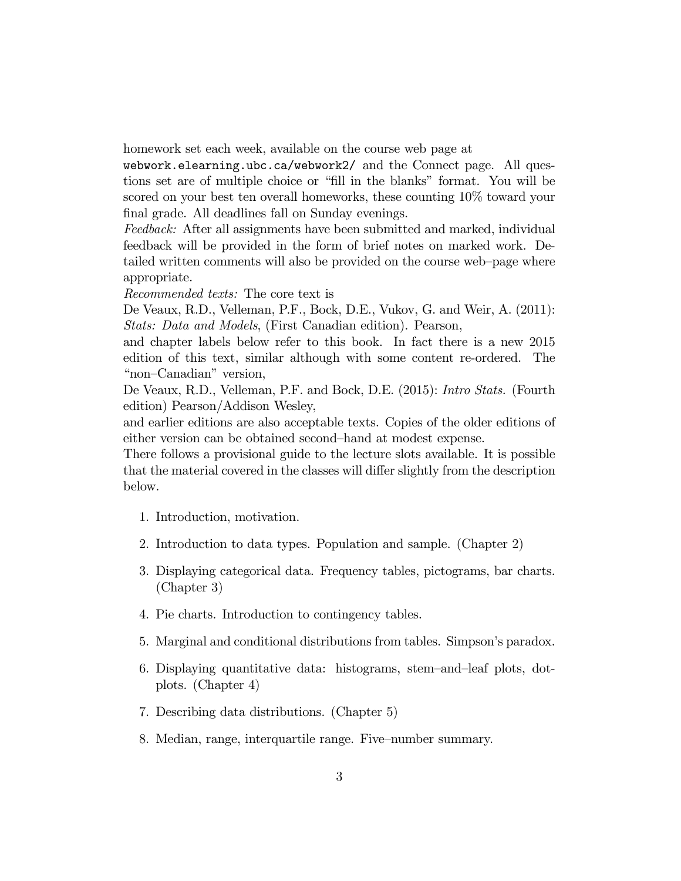homework set each week, available on the course web page at `webwork.elearning.ubc.ca/webwork2/` and the Connect page. All questions set are of multiple choice or "fill in the blanks" format. You will be scored on your best ten overall homeworks, these counting 10% toward your final grade. All deadlines fall on Sunday evenings.

*Feedback:* After all assignments have been submitted and marked, individual feedback will be provided in the form of brief notes on marked work. Detailed written comments will also be provided on the course web–page where appropriate.

*Recommended texts:* The core text is

De Veaux, R.D., Velleman, P.F., Bock, D.E., Vukov, G. and Weir, A. (2011): *Stats: Data and Models*, (First Canadian edition). Pearson,

and chapter labels below refer to this book. In fact there is a new 2015 edition of this text, similar although with some content re-ordered. The "non–Canadian" version,

De Veaux, R.D., Velleman, P.F. and Bock, D.E. (2015): *Intro Stats.* (Fourth edition) Pearson/Addison Wesley,

and earlier editions are also acceptable texts. Copies of the older editions of either version can be obtained second–hand at modest expense.

There follows a provisional guide to the lecture slots available. It is possible that the material covered in the classes will differ slightly from the description below.

1. Introduction, motivation.
2. Introduction to data types. Population and sample. (Chapter 2)
3. Displaying categorical data. Frequency tables, pictograms, bar charts. (Chapter 3)
4. Pie charts. Introduction to contingency tables.
5. Marginal and conditional distributions from tables. Simpson's paradox.
6. Displaying quantitative data: histograms, stem–and–leaf plots, dotplots. (Chapter 4)
7. Describing data distributions. (Chapter 5)
8. Median, range, interquartile range. Five–number summary.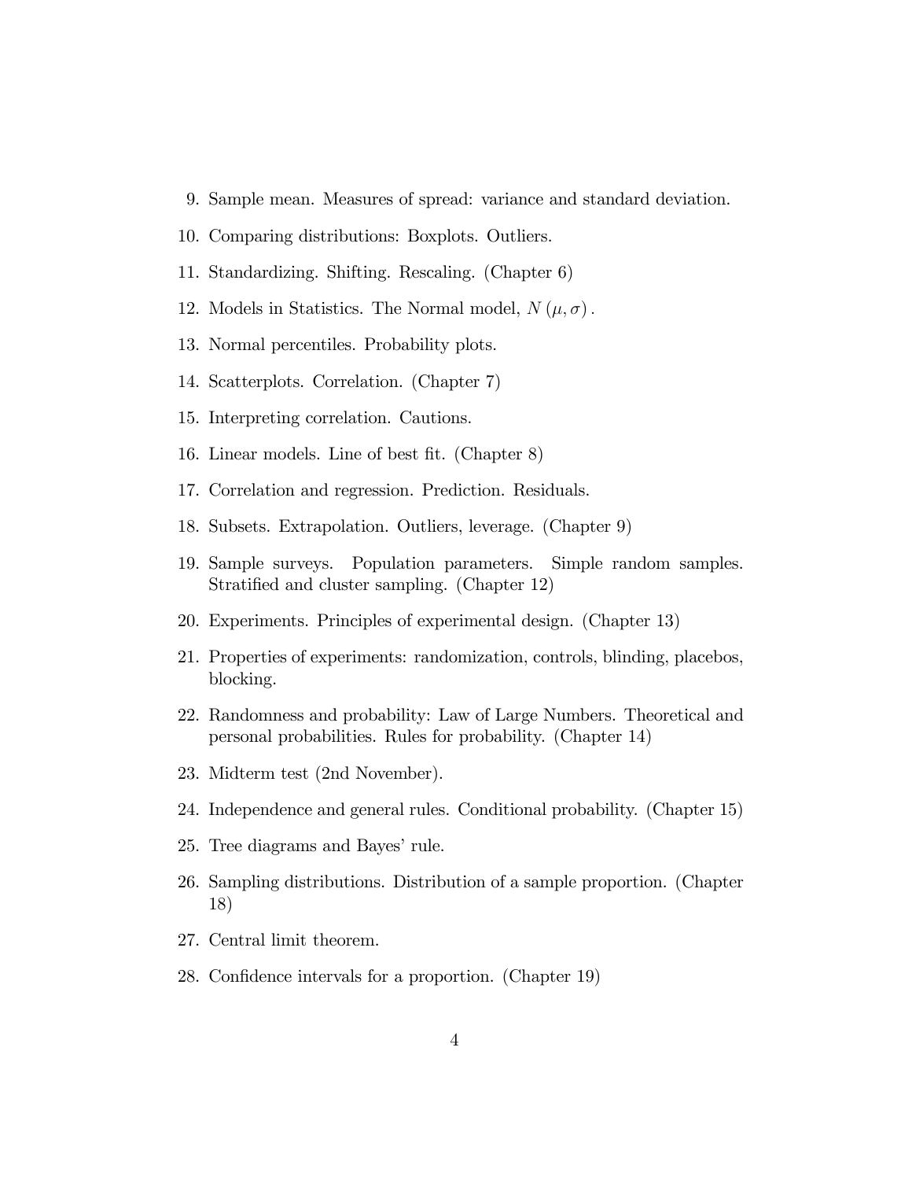9. Sample mean. Measures of spread: variance and standard deviation.
10. Comparing distributions: Boxplots. Outliers.
11. Standardizing. Shifting. Rescaling. (Chapter 6)
12. Models in Statistics. The Normal model, $N(\mu, \sigma)$.
13. Normal percentiles. Probability plots.
14. Scatterplots. Correlation. (Chapter 7)
15. Interpreting correlation. Cautions.
16. Linear models. Line of best fit. (Chapter 8)
17. Correlation and regression. Prediction. Residuals.
18. Subsets. Extrapolation. Outliers, leverage. (Chapter 9)
19. Sample surveys. Population parameters. Simple random samples. Stratified and cluster sampling. (Chapter 12)
20. Experiments. Principles of experimental design. (Chapter 13)
21. Properties of experiments: randomization, controls, blinding, placebos, blocking.
22. Randomness and probability: Law of Large Numbers. Theoretical and personal probabilities. Rules for probability. (Chapter 14)
23. Midterm test (2nd November).
24. Independence and general rules. Conditional probability. (Chapter 15)
25. Tree diagrams and Bayes' rule.
26. Sampling distributions. Distribution of a sample proportion. (Chapter 18)
27. Central limit theorem.
28. Confidence intervals for a proportion. (Chapter 19)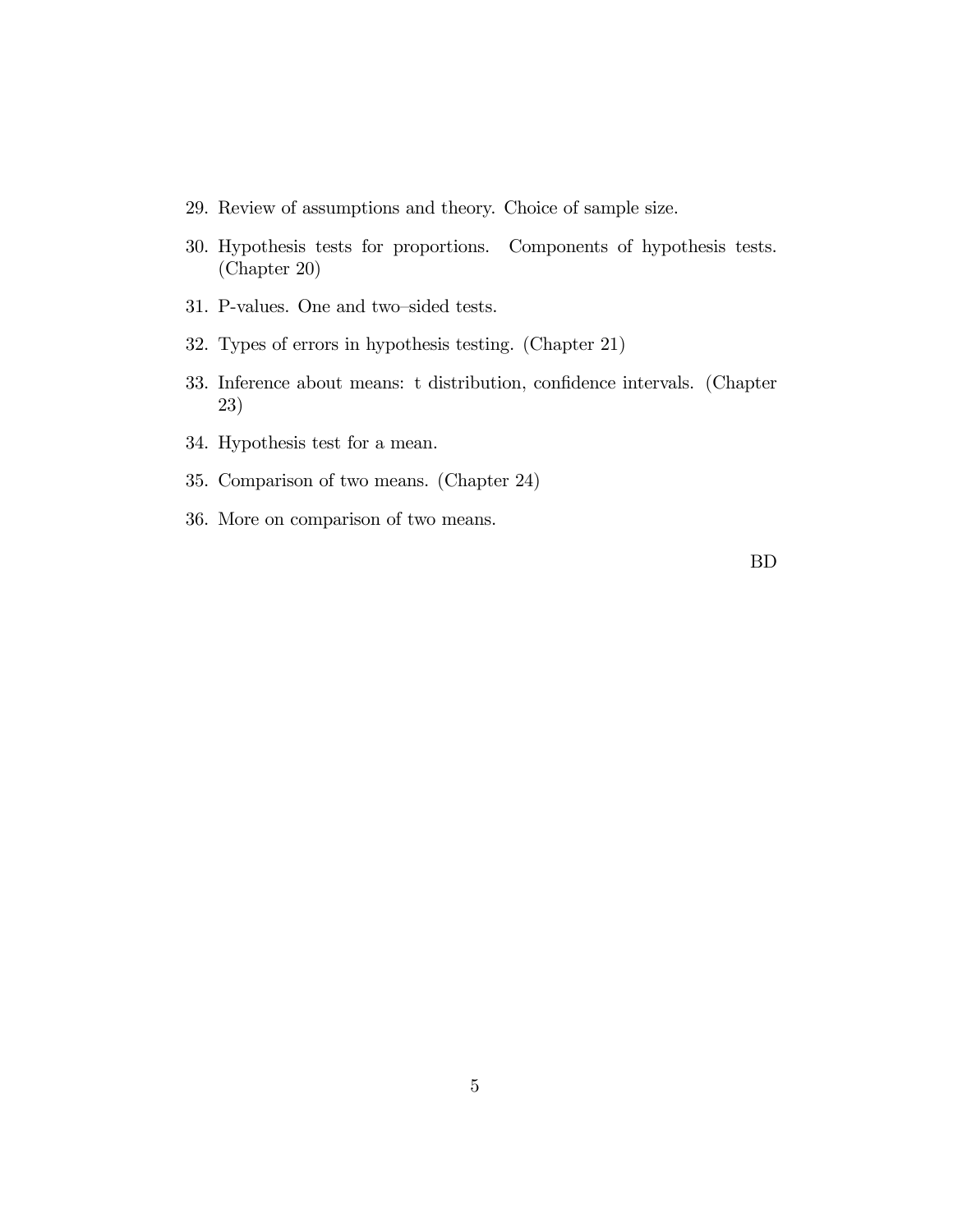29. Review of assumptions and theory. Choice of sample size.
30. Hypothesis tests for proportions. Components of hypothesis tests. (Chapter 20)
31. P-values. One and two–sided tests.
32. Types of errors in hypothesis testing. (Chapter 21)
33. Inference about means: t distribution, confidence intervals. (Chapter 23)
34. Hypothesis test for a mean.
35. Comparison of two means. (Chapter 24)
36. More on comparison of two means.

BD